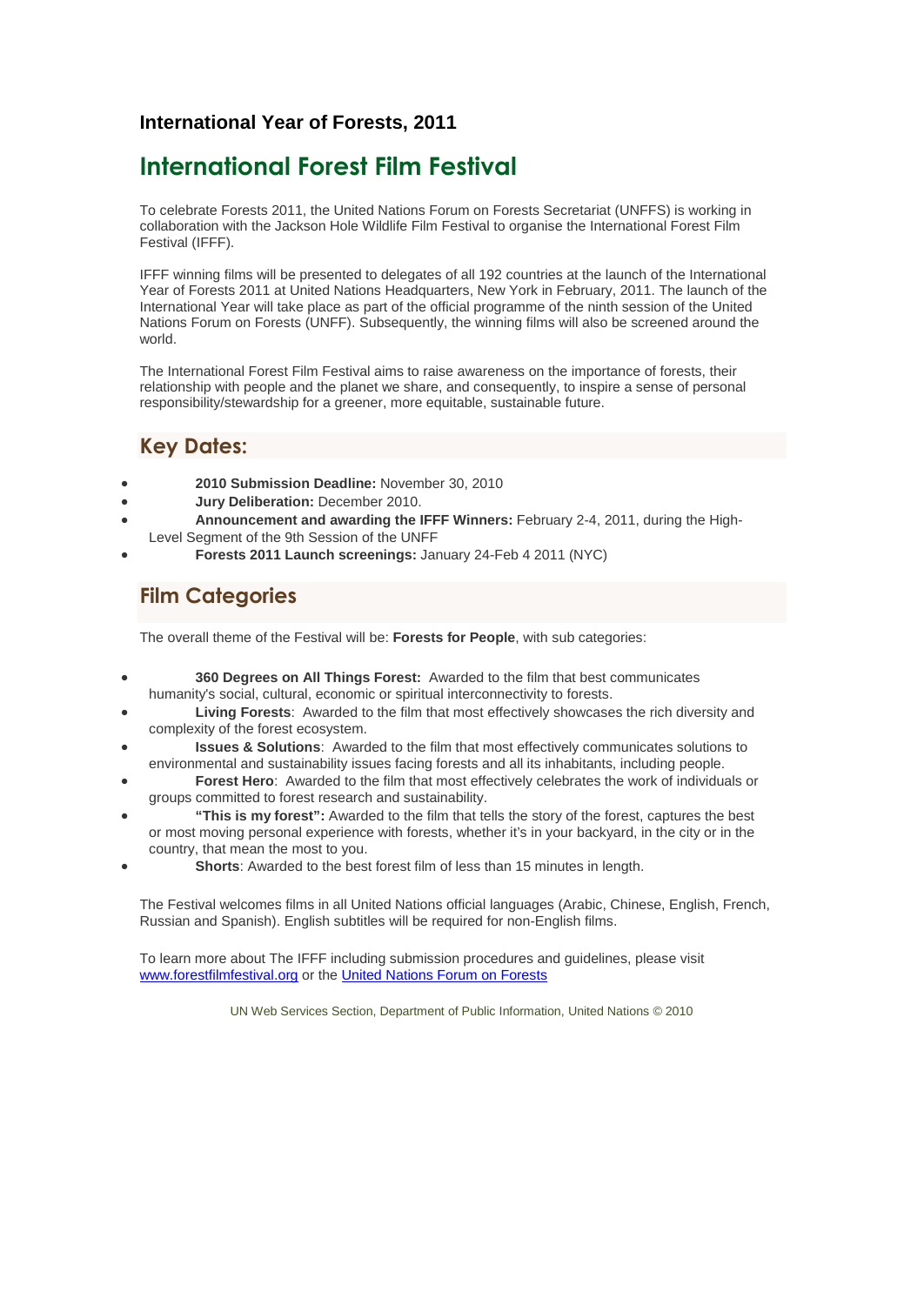### International Year of Forests, 2011

# International Forest Film Festival

To celebrate Forests 2011, the United Nations Forum on Forests Secretariat (UNFFS) is working in collaboration with the Jackson Hole Wildlife Film Festival to organise the International Forest Film Festival (IFFF).

IFFF winning films will be presented to delegates of all 192 countries at the launch of the International Year of Forests 2011 at United Nations Headquarters, New York in February, 2011. The launch of the International Year will take place as part of the official programme of the ninth session of the United Nations Forum on Forests (UNFF). Subsequently, the winning films will also be screened around the world.

The International Forest Film Festival aims to raise awareness on the importance of forests, their relationship with people and the planet we share, and consequently, to inspire a sense of personal responsibility/stewardship for a greener, more equitable, sustainable future.

## Key Dates:

- **2010 Submission Deadline:** November 30, 2010
- **Jury Deliberation:** December 2010.
- **Announcement and awarding the IFFF Winners:** February 2-4, 2011, during the High-Level Segment of the 9th Session of the UNFF
- **Forests 2011 Launch screenings:** January 24-Feb 4 2011 (NYC)

## Film Categories

The overall theme of the Festival will be: **Forests for People**, with sub categories:

- **360 Degrees on All Things Forest:** Awarded to the film that best communicates humanity's social, cultural, economic or spiritual interconnectivity to forests.
- **Living Forests**: Awarded to the film that most effectively showcases the rich diversity and complexity of the forest ecosystem.
- **Issues & Solutions**: Awarded to the film that most effectively communicates solutions to environmental and sustainability issues facing forests and all its inhabitants, including people.
- **Forest Hero**: Awarded to the film that most effectively celebrates the work of individuals or groups committed to forest research and sustainability.
- **"This is my forest":** Awarded to the film that tells the story of the forest, captures the best or most moving personal experience with forests, whether it's in your backyard, in the city or in the country, that mean the most to you.
- **Shorts**: Awarded to the best forest film of less than 15 minutes in length.

The Festival welcomes films in all United Nations official languages (Arabic, Chinese, English, French, Russian and Spanish). English subtitles will be required for non-English films.

To learn more about The IFFF including submission procedures and guidelines, please visit [www.forestfilmfestival.org](www.forestfilmfestival.org) or the United Nations Forum on Forests

UN Web Services Section, Department of Public Information, United Nations © 2010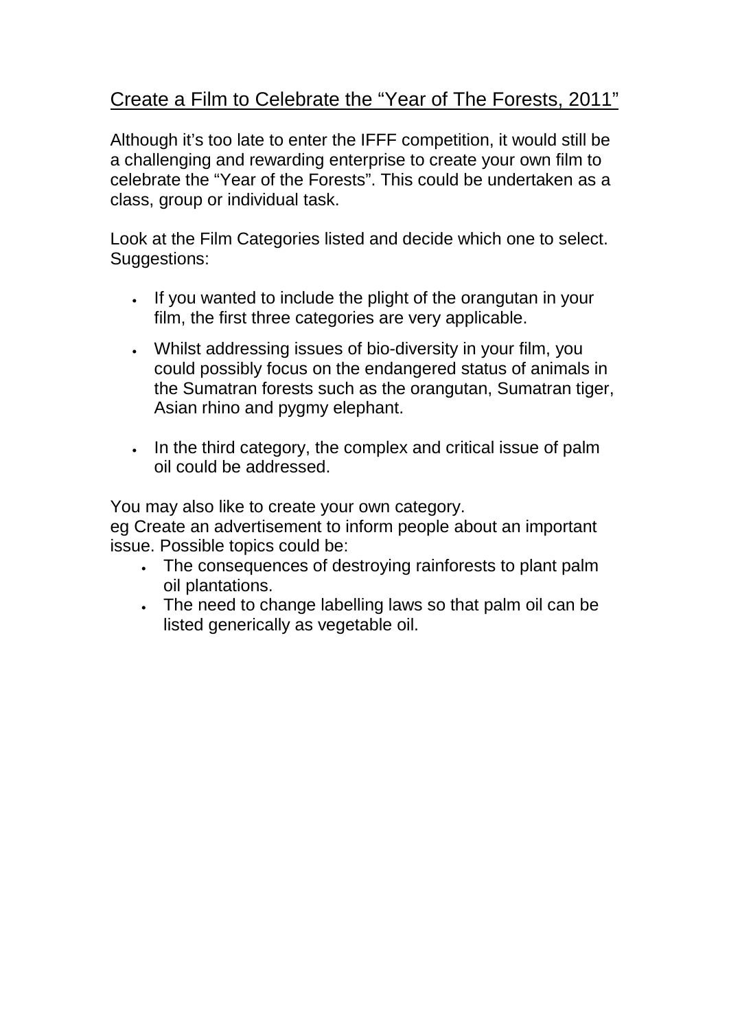## Create a Film to Celebrate the “Year of The Forests, 2011”

Although it’s too late to enter the IFFF competition, it would still be a challenging and rewarding enterprise to create your own film to celebrate the “Year of the Forests”. This could be undertaken as a class, group or individual task.

Look at the Film Categories listed and decide which one to select. Suggestions:

- If you wanted to include the plight of the orangutan in your film, the first three categories are very applicable.
- Whilst addressing issues of bio-diversity in your film, you could possibly focus on the endangered status of animals in the Sumatran forests such as the orangutan, Sumatran tiger, Asian rhino and pygmy elephant.
- In the third category, the complex and critical issue of palm oil could be addressed.

You may also like to create your own category.
eg Create an advertisement to inform people about an important issue. Possible topics could be:

- The consequences of destroying rainforests to plant palm oil plantations.
- The need to change labelling laws so that palm oil can be listed generically as vegetable oil.